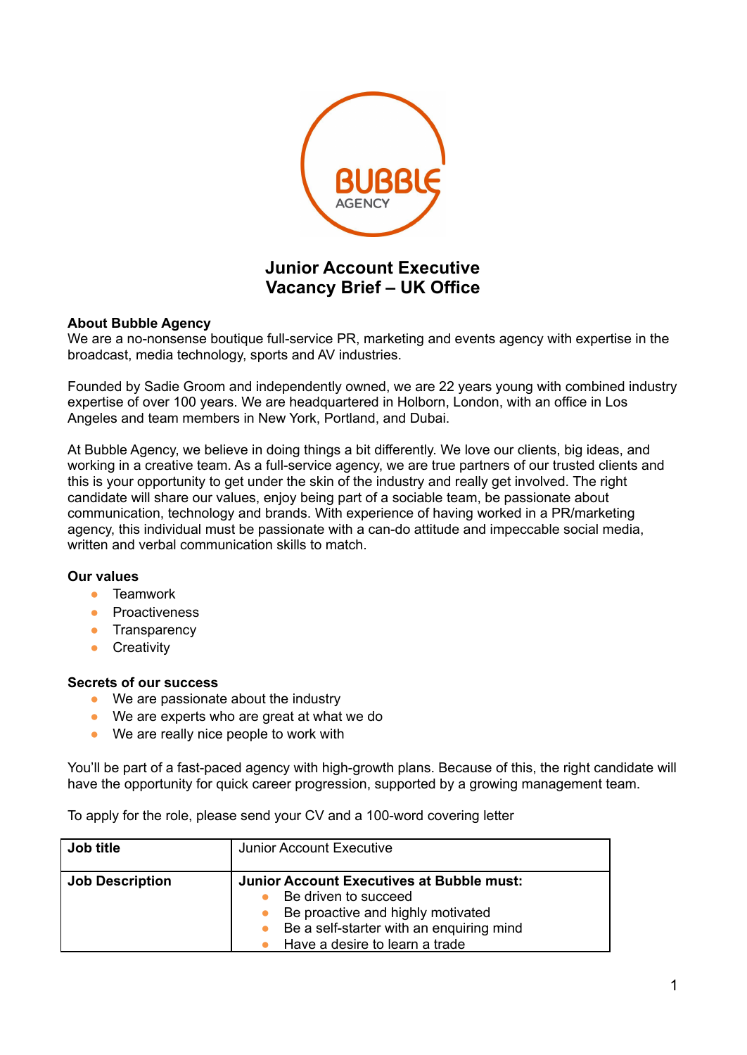# Junior Account Executive
# Vacancy Brief – UK Office

**About Bubble Agency**
We are a no-nonsense boutique full-service PR, marketing and events agency with expertise in the broadcast, media technology, sports and AV industries.

Founded by Sadie Groom and independently owned, we are 22 years young with combined industry expertise of over 100 years. We are headquartered in Holborn, London, with an office in Los Angeles and team members in New York, Portland, and Dubai.

At Bubble Agency, we believe in doing things a bit differently. We love our clients, big ideas, and working in a creative team. As a full-service agency, we are true partners of our trusted clients and this is your opportunity to get under the skin of the industry and really get involved. The right candidate will share our values, enjoy being part of a sociable team, be passionate about communication, technology and brands. With experience of having worked in a PR/marketing agency, this individual must be passionate with a can-do attitude and impeccable social media, written and verbal communication skills to match.

**Our values**

- Teamwork
- Proactiveness
- Transparency
- Creativity

**Secrets of our success**

- We are passionate about the industry
- We are experts who are great at what we do
- We are really nice people to work with

You'll be part of a fast-paced agency with high-growth plans. Because of this, the right candidate will have the opportunity for quick career progression, supported by a growing management team.

To apply for the role, please send your CV and a 100-word covering letter

| **Job title** | Junior Account Executive |
|---|---|
| **Job Description** | **Junior Account Executives at Bubble must:**<br>• Be driven to succeed<br>• Be proactive and highly motivated<br>• Be a self-starter with an enquiring mind<br>• Have a desire to learn a trade |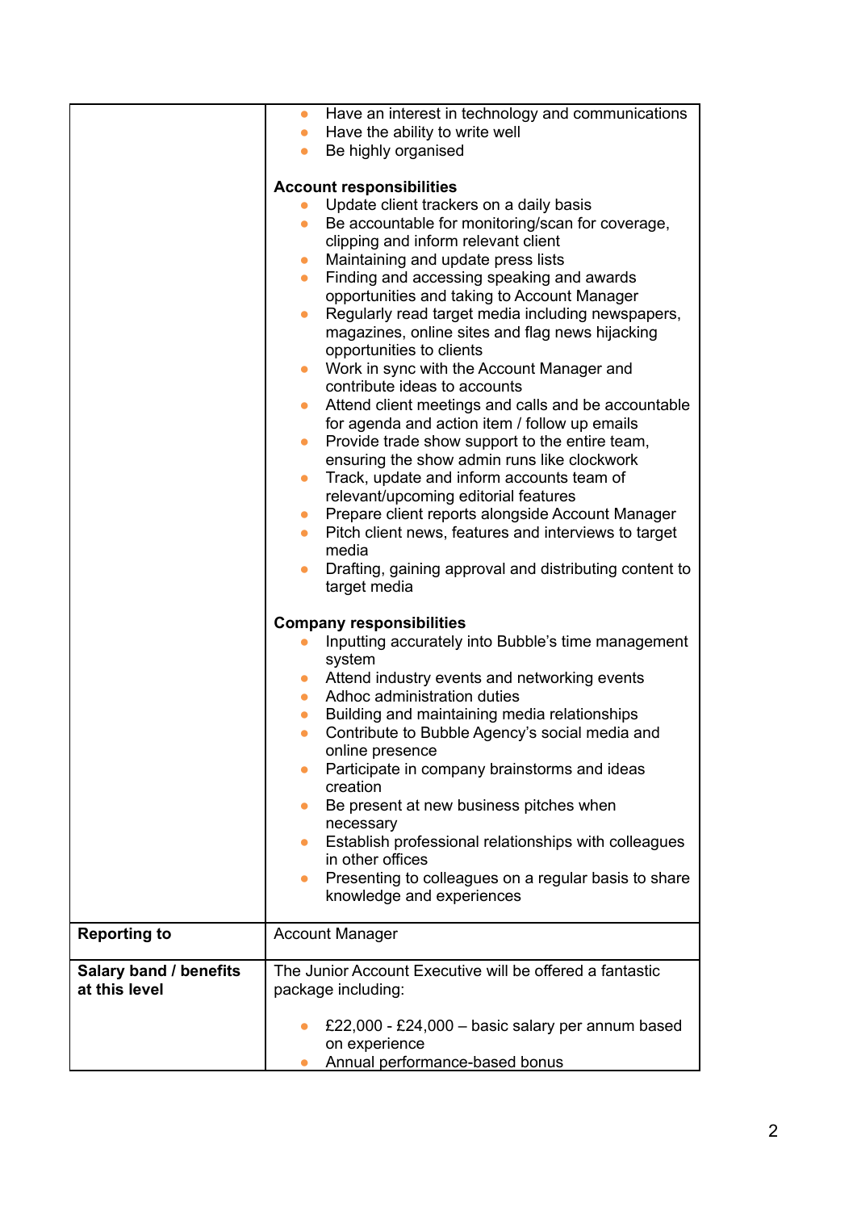| | |
|---|---|
| | <ul><li>Have an interest in technology and communications</li><li>Have the ability to write well</li><li>Be highly organised</li></ul>**Account responsibilities**<ul><li>Update client trackers on a daily basis</li><li>Be accountable for monitoring/scan for coverage, clipping and inform relevant client</li><li>Maintaining and update press lists</li><li>Finding and accessing speaking and awards opportunities and taking to Account Manager</li><li>Regularly read target media including newspapers, magazines, online sites and flag news hijacking opportunities to clients</li><li>Work in sync with the Account Manager and contribute ideas to accounts</li><li>Attend client meetings and calls and be accountable for agenda and action item / follow up emails</li><li>Provide trade show support to the entire team, ensuring the show admin runs like clockwork</li><li>Track, update and inform accounts team of relevant/upcoming editorial features</li><li>Prepare client reports alongside Account Manager</li><li>Pitch client news, features and interviews to target media</li><li>Drafting, gaining approval and distributing content to target media</li></ul>**Company responsibilities**<ul><li>Inputting accurately into Bubble's time management system</li><li>Attend industry events and networking events</li><li>Adhoc administration duties</li><li>Building and maintaining media relationships</li><li>Contribute to Bubble Agency's social media and online presence</li><li>Participate in company brainstorms and ideas creation</li><li>Be present at new business pitches when necessary</li><li>Establish professional relationships with colleagues in other offices</li><li>Presenting to colleagues on a regular basis to share knowledge and experiences</li></ul> |
| **Reporting to** | Account Manager |
| **Salary band / benefits at this level** | The Junior Account Executive will be offered a fantastic package including:<ul><li>£22,000 - £24,000 – basic salary per annum based on experience</li><li>Annual performance-based bonus</li></ul> |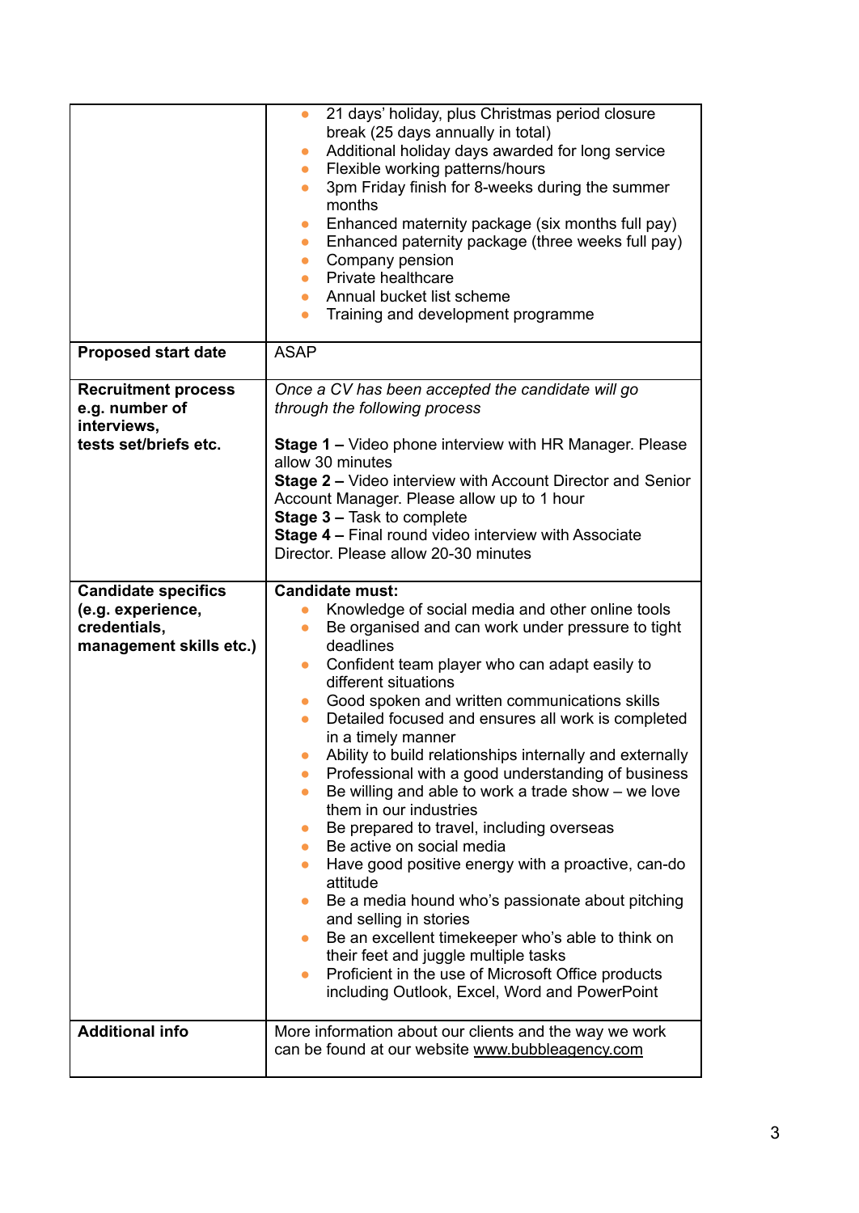| | |
|---|---|
| | • 21 days' holiday, plus Christmas period closure break (25 days annually in total)<br>• Additional holiday days awarded for long service<br>• Flexible working patterns/hours<br>• 3pm Friday finish for 8-weeks during the summer months<br>• Enhanced maternity package (six months full pay)<br>• Enhanced paternity package (three weeks full pay)<br>• Company pension<br>• Private healthcare<br>• Annual bucket list scheme<br>• Training and development programme |
| **Proposed start date** | ASAP |
| **Recruitment process e.g. number of interviews, tests set/briefs etc.** | *Once a CV has been accepted the candidate will go through the following process*<br><br>**Stage 1 –** Video phone interview with HR Manager. Please allow 30 minutes<br>**Stage 2 –** Video interview with Account Director and Senior Account Manager. Please allow up to 1 hour<br>**Stage 3 –** Task to complete<br>**Stage 4 –** Final round video interview with Associate Director. Please allow 20-30 minutes |
| **Candidate specifics (e.g. experience, credentials, management skills etc.)** | **Candidate must:**<br>• Knowledge of social media and other online tools<br>• Be organised and can work under pressure to tight deadlines<br>• Confident team player who can adapt easily to different situations<br>• Good spoken and written communications skills<br>• Detailed focused and ensures all work is completed in a timely manner<br>• Ability to build relationships internally and externally<br>• Professional with a good understanding of business<br>• Be willing and able to work a trade show – we love them in our industries<br>• Be prepared to travel, including overseas<br>• Be active on social media<br>• Have good positive energy with a proactive, can-do attitude<br>• Be a media hound who's passionate about pitching and selling in stories<br>• Be an excellent timekeeper who's able to think on their feet and juggle multiple tasks<br>• Proficient in the use of Microsoft Office products including Outlook, Excel, Word and PowerPoint |
| **Additional info** | More information about our clients and the way we work can be found at our website www.bubbleagency.com |